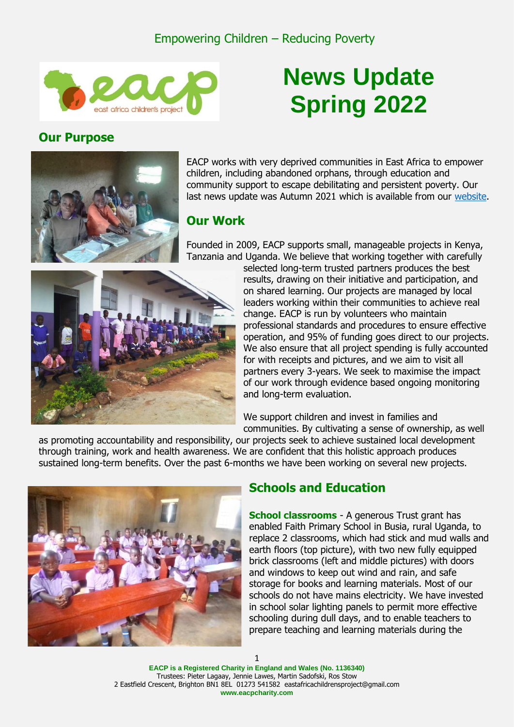Empowering Children – Reducing Poverty

# News Update Spring 2022

## Our Purpose

EACP works with very deprived communities in East Africa to empower children, including abandoned orphans, through education and community support to escape debilitating and persistent poverty. Our last news update was Autumn 2021 which is available from our website.

## Our Work

Founded in 2009, EACP supports small, manageable projects in Kenya, Tanzania and Uganda. We believe that working together with carefully selected long-term trusted partners produces the best results, drawing on their initiative and participation, and on shared learning. Our projects are managed by local leaders working within their communities to achieve real change. EACP is run by volunteers who maintain professional standards and procedures to ensure effective operation, and 95% of funding goes direct to our projects. We also ensure that all project spending is fully accounted for with receipts and pictures, and we aim to visit all partners every 3-years. We seek to maximise the impact of our work through evidence based ongoing monitoring and long-term evaluation.

We support children and invest in families and communities. By cultivating a sense of ownership, as well as promoting accountability and responsibility, our projects seek to achieve sustained local development through training, work and health awareness. We are confident that this holistic approach produces sustained long-term benefits. Over the past 6-months we have been working on several new projects.

## Schools and Education

**School classrooms** - A generous Trust grant has enabled Faith Primary School in Busia, rural Uganda, to replace 2 classrooms, which had stick and mud walls and earth floors (top picture), with two new fully equipped brick classrooms (left and middle pictures) with doors and windows to keep out wind and rain, and safe storage for books and learning materials. Most of our schools do not have mains electricity. We have invested in school solar lighting panels to permit more effective schooling during dull days, and to enable teachers to prepare teaching and learning materials during the

**EACP is a Registered Charity in England and Wales (No. 1136340)**
Trustees: Pieter Lagaay, Jennie Lawes, Martin Sadofski, Ros Stow
2 Eastfield Crescent, Brighton BN1 8EL 01273 541582 eastafricachildrensproject@gmail.com
**www.eacpcharity.com**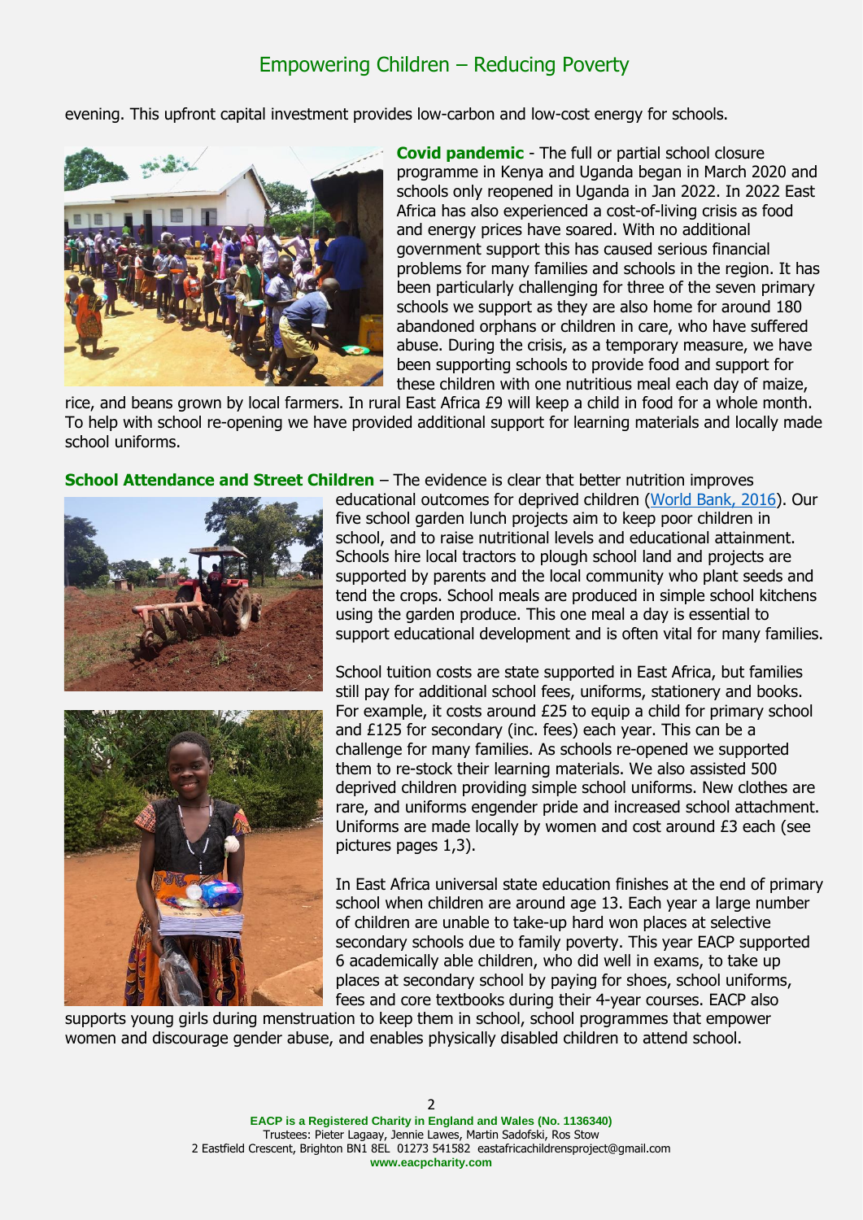evening. This upfront capital investment provides low-carbon and low-cost energy for schools.

**Covid pandemic** - The full or partial school closure programme in Kenya and Uganda began in March 2020 and schools only reopened in Uganda in Jan 2022. In 2022 East Africa has also experienced a cost-of-living crisis as food and energy prices have soared. With no additional government support this has caused serious financial problems for many families and schools in the region. It has been particularly challenging for three of the seven primary schools we support as they are also home for around 180 abandoned orphans or children in care, who have suffered abuse. During the crisis, as a temporary measure, we have been supporting schools to provide food and support for these children with one nutritious meal each day of maize, rice, and beans grown by local farmers. In rural East Africa £9 will keep a child in food for a whole month. To help with school re-opening we have provided additional support for learning materials and locally made school uniforms.

**School Attendance and Street Children** – The evidence is clear that better nutrition improves educational outcomes for deprived children ([World Bank, 2016]). Our five school garden lunch projects aim to keep poor children in school, and to raise nutritional levels and educational attainment. Schools hire local tractors to plough school land and projects are supported by parents and the local community who plant seeds and tend the crops. School meals are produced in simple school kitchens using the garden produce. This one meal a day is essential to support educational development and is often vital for many families.

School tuition costs are state supported in East Africa, but families still pay for additional school fees, uniforms, stationery and books. For example, it costs around £25 to equip a child for primary school and £125 for secondary (inc. fees) each year. This can be a challenge for many families. As schools re-opened we supported them to re-stock their learning materials. We also assisted 500 deprived children providing simple school uniforms. New clothes are rare, and uniforms engender pride and increased school attachment. Uniforms are made locally by women and cost around £3 each (see pictures pages 1,3).

In East Africa universal state education finishes at the end of primary school when children are around age 13. Each year a large number of children are unable to take-up hard won places at selective secondary schools due to family poverty. This year EACP supported 6 academically able children, who did well in exams, to take up places at secondary school by paying for shoes, school uniforms, fees and core textbooks during their 4-year courses. EACP also supports young girls during menstruation to keep them in school, school programmes that empower women and discourage gender abuse, and enables physically disabled children to attend school.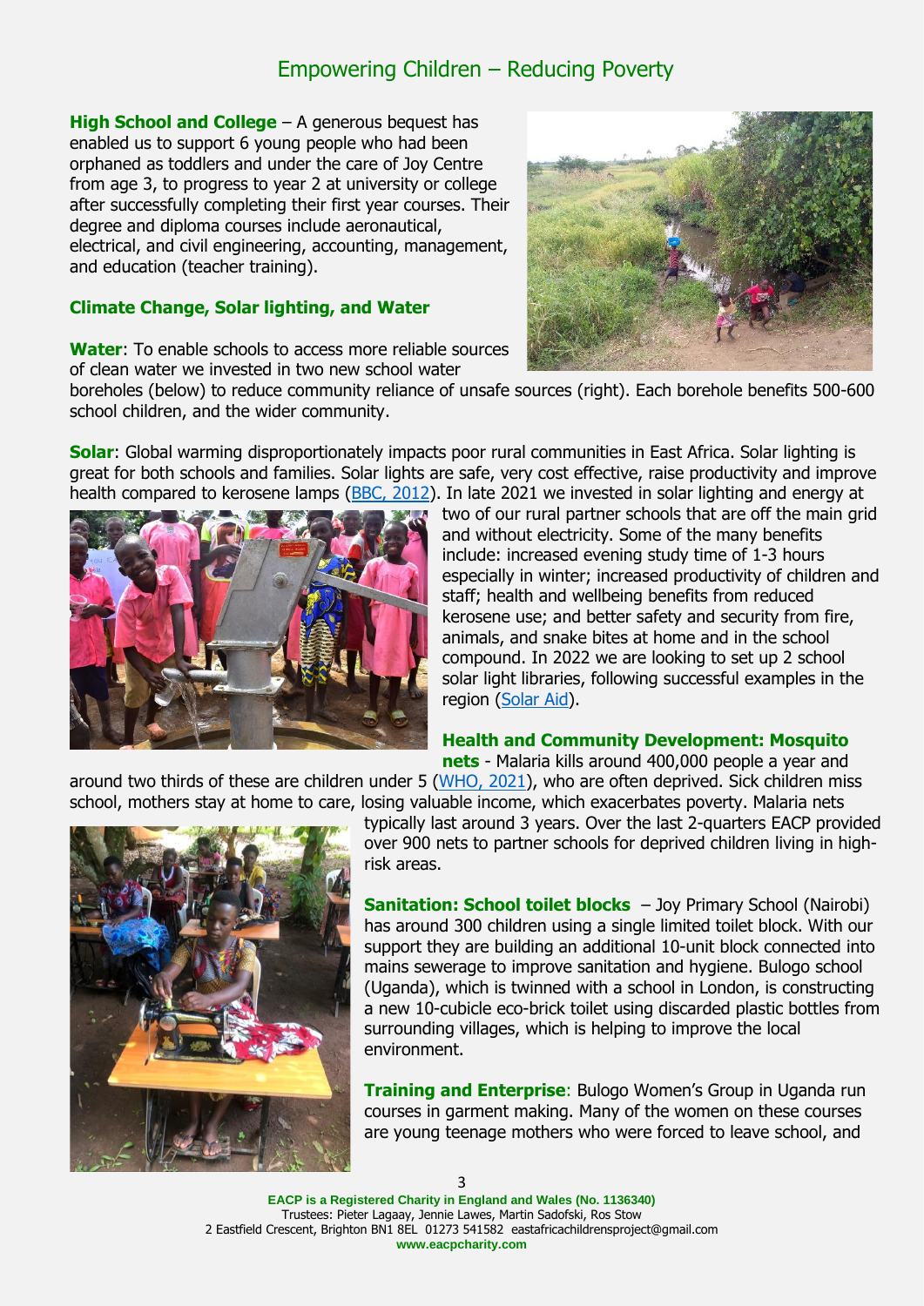# Empowering Children – Reducing Poverty

**High School and College** – A generous bequest has enabled us to support 6 young people who had been orphaned as toddlers and under the care of Joy Centre from age 3, to progress to year 2 at university or college after successfully completing their first year courses. Their degree and diploma courses include aeronautical, electrical, and civil engineering, accounting, management, and education (teacher training).

## Climate Change, Solar lighting, and Water

**Water**: To enable schools to access more reliable sources of clean water we invested in two new school water boreholes (below) to reduce community reliance of unsafe sources (right). Each borehole benefits 500-600 school children, and the wider community.

**Solar**: Global warming disproportionately impacts poor rural communities in East Africa. Solar lighting is great for both schools and families. Solar lights are safe, very cost effective, raise productivity and improve health compared to kerosene lamps ([BBC, 2012]). In late 2021 we invested in solar lighting and energy at two of our rural partner schools that are off the main grid and without electricity. Some of the many benefits include: increased evening study time of 1-3 hours especially in winter; increased productivity of children and staff; health and wellbeing benefits from reduced kerosene use; and better safety and security from fire, animals, and snake bites at home and in the school compound. In 2022 we are looking to set up 2 school solar light libraries, following successful examples in the region ([Solar Aid]).

**Health and Community Development: Mosquito nets** - Malaria kills around 400,000 people a year and around two thirds of these are children under 5 ([WHO, 2021]), who are often deprived. Sick children miss school, mothers stay at home to care, losing valuable income, which exacerbates poverty. Malaria nets typically last around 3 years. Over the last 2-quarters EACP provided over 900 nets to partner schools for deprived children living in high-risk areas.

**Sanitation: School toilet blocks** – Joy Primary School (Nairobi) has around 300 children using a single limited toilet block. With our support they are building an additional 10-unit block connected into mains sewerage to improve sanitation and hygiene. Bulogo school (Uganda), which is twinned with a school in London, is constructing a new 10-cubicle eco-brick toilet using discarded plastic bottles from surrounding villages, which is helping to improve the local environment.

**Training and Enterprise**: Bulogo Women's Group in Uganda run courses in garment making. Many of the women on these courses are young teenage mothers who were forced to leave school, and

**EACP is a Registered Charity in England and Wales (No. 1136340)**
Trustees: Pieter Lagaay, Jennie Lawes, Martin Sadofski, Ros Stow
2 Eastfield Crescent, Brighton BN1 8EL 01273 541582 eastafricachildrensproject@gmail.com
**www.eacpcharity.com**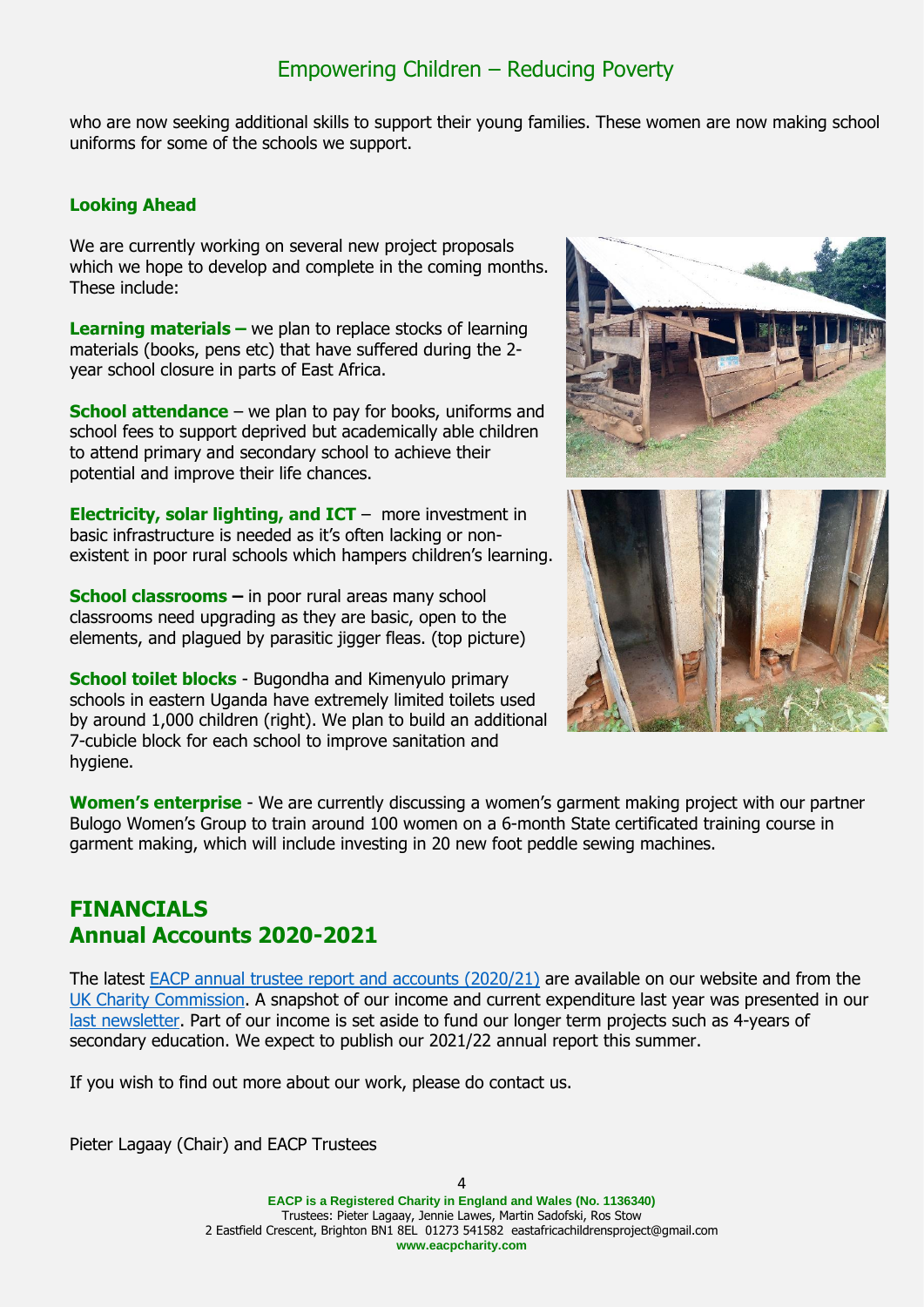who are now seeking additional skills to support their young families. These women are now making school uniforms for some of the schools we support.

### Looking Ahead

We are currently working on several new project proposals which we hope to develop and complete in the coming months. These include:

**Learning materials –** we plan to replace stocks of learning materials (books, pens etc) that have suffered during the 2-year school closure in parts of East Africa.

**School attendance** – we plan to pay for books, uniforms and school fees to support deprived but academically able children to attend primary and secondary school to achieve their potential and improve their life chances.

**Electricity, solar lighting, and ICT** – more investment in basic infrastructure is needed as it's often lacking or non-existent in poor rural schools which hampers children's learning.

**School classrooms –** in poor rural areas many school classrooms need upgrading as they are basic, open to the elements, and plagued by parasitic jigger fleas. (top picture)

**School toilet blocks** - Bugondha and Kimenyulo primary schools in eastern Uganda have extremely limited toilets used by around 1,000 children (right). We plan to build an additional 7-cubicle block for each school to improve sanitation and hygiene.

**Women's enterprise** - We are currently discussing a women's garment making project with our partner Bulogo Women's Group to train around 100 women on a 6-month State certificated training course in garment making, which will include investing in 20 new foot peddle sewing machines.

## FINANCIALS
## Annual Accounts 2020-2021

The latest EACP annual trustee report and accounts (2020/21) are available on our website and from the UK Charity Commission. A snapshot of our income and current expenditure last year was presented in our last newsletter. Part of our income is set aside to fund our longer term projects such as 4-years of secondary education. We expect to publish our 2021/22 annual report this summer.

If you wish to find out more about our work, please do contact us.

Pieter Lagaay (Chair) and EACP Trustees

**EACP is a Registered Charity in England and Wales (No. 1136340)**
Trustees: Pieter Lagaay, Jennie Lawes, Martin Sadofski, Ros Stow
2 Eastfield Crescent, Brighton BN1 8EL 01273 541582 eastafricachildrensproject@gmail.com
**www.eacpcharity.com**